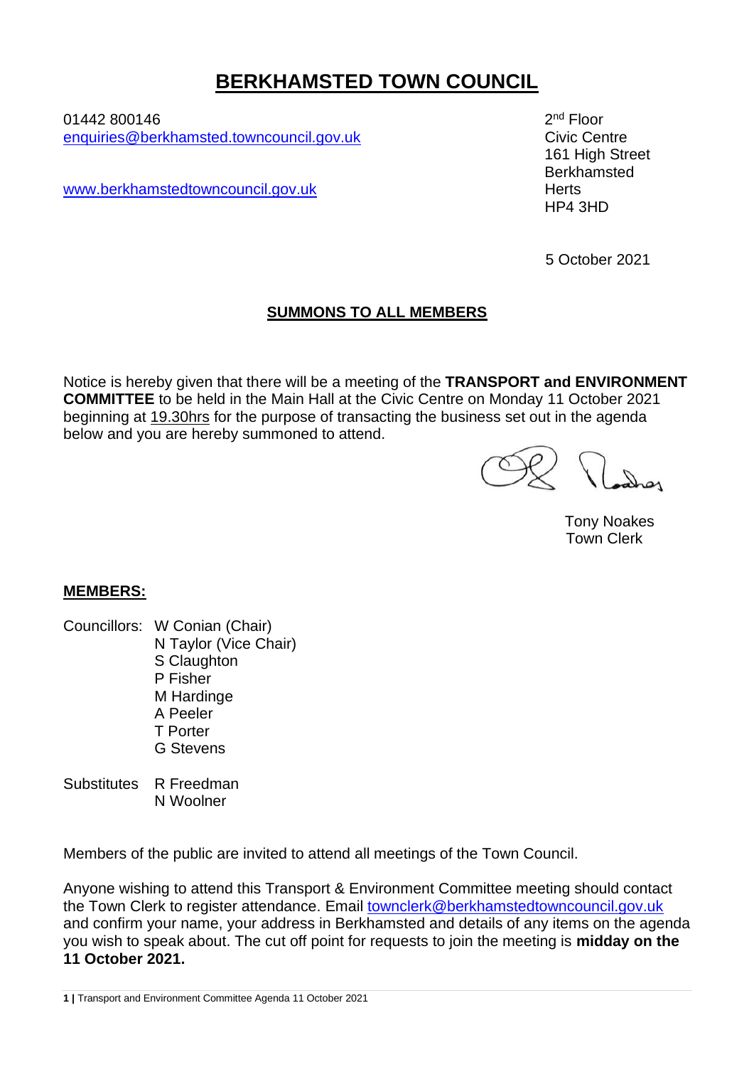# BERKHAMSTED TOWN COUNCIL

01442 800146
enquiries@berkhamsted.towncouncil.gov.uk

www.berkhamstedtowncouncil.gov.uk

2nd Floor
Civic Centre
161 High Street
Berkhamsted
Herts
HP4 3HD

5 October 2021

## SUMMONS TO ALL MEMBERS

Notice is hereby given that there will be a meeting of the **TRANSPORT and ENVIRONMENT COMMITTEE** to be held in the Main Hall at the Civic Centre on Monday 11 October 2021 beginning at 19.30hrs for the purpose of transacting the business set out in the agenda below and you are hereby summoned to attend.

Tony Noakes
Town Clerk

**MEMBERS:**

Councillors: W Conian (Chair)
N Taylor (Vice Chair)
S Claughton
P Fisher
M Hardinge
A Peeler
T Porter
G Stevens

Substitutes R Freedman
N Woolner

Members of the public are invited to attend all meetings of the Town Council.

Anyone wishing to attend this Transport & Environment Committee meeting should contact the Town Clerk to register attendance. Email townclerk@berkhamstedtowncouncil.gov.uk and confirm your name, your address in Berkhamsted and details of any items on the agenda you wish to speak about. The cut off point for requests to join the meeting is **midday on the 11 October 2021.**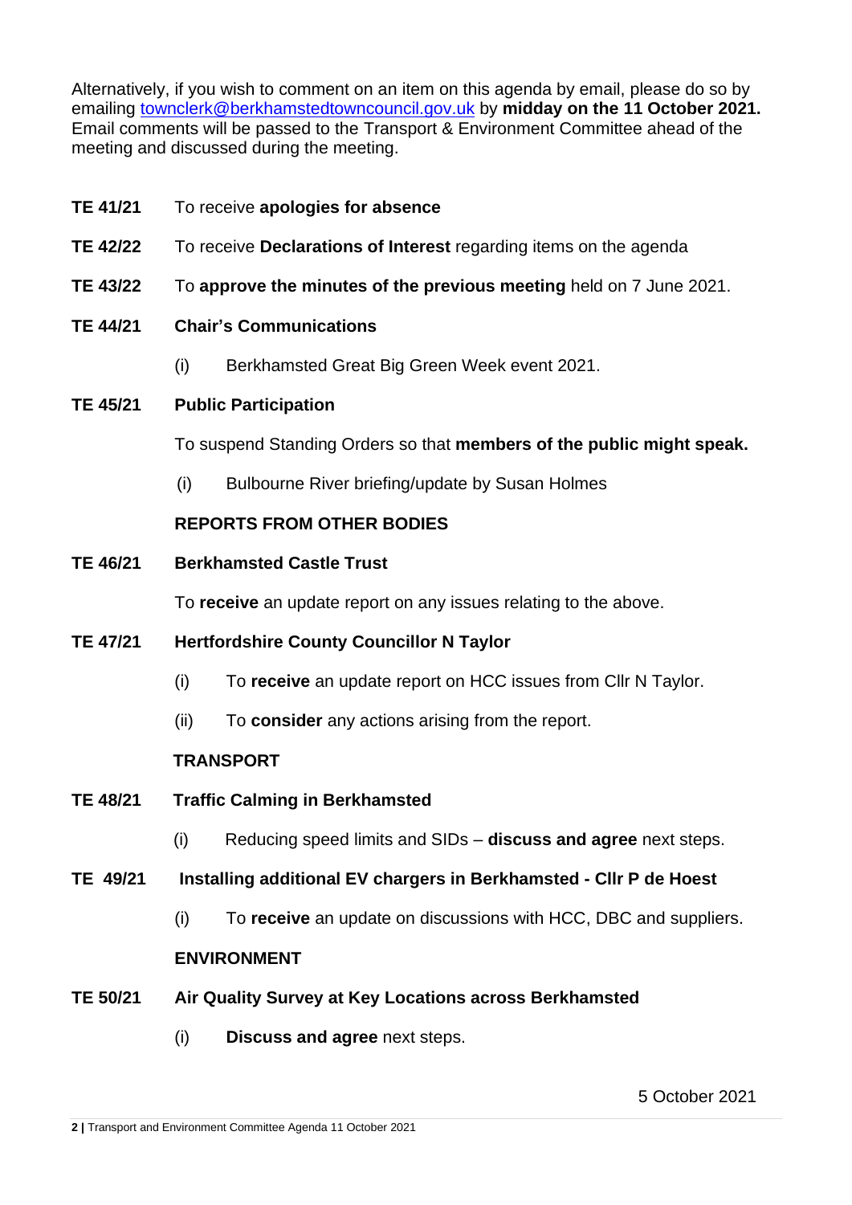Alternatively, if you wish to comment on an item on this agenda by email, please do so by emailing townclerk@berkhamstedtowncouncil.gov.uk by **midday on the 11 October 2021.** Email comments will be passed to the Transport & Environment Committee ahead of the meeting and discussed during the meeting.

**TE 41/21** To receive **apologies for absence**

**TE 42/22** To receive **Declarations of Interest** regarding items on the agenda

**TE 43/22** To **approve the minutes of the previous meeting** held on 7 June 2021.

**TE 44/21** **Chair's Communications**

(i) Berkhamsted Great Big Green Week event 2021.

**TE 45/21** **Public Participation**

To suspend Standing Orders so that **members of the public might speak.**

(i) Bulbourne River briefing/update by Susan Holmes

**REPORTS FROM OTHER BODIES**

**TE 46/21** **Berkhamsted Castle Trust**

To **receive** an update report on any issues relating to the above.

**TE 47/21** **Hertfordshire County Councillor N Taylor**

(i) To **receive** an update report on HCC issues from Cllr N Taylor.

(ii) To **consider** any actions arising from the report.

**TRANSPORT**

**TE 48/21** **Traffic Calming in Berkhamsted**

(i) Reducing speed limits and SIDs – **discuss and agree** next steps.

**TE 49/21** **Installing additional EV chargers in Berkhamsted - Cllr P de Hoest**

(i) To **receive** an update on discussions with HCC, DBC and suppliers.

**ENVIRONMENT**

**TE 50/21** **Air Quality Survey at Key Locations across Berkhamsted**

(i) **Discuss and agree** next steps.

5 October 2021